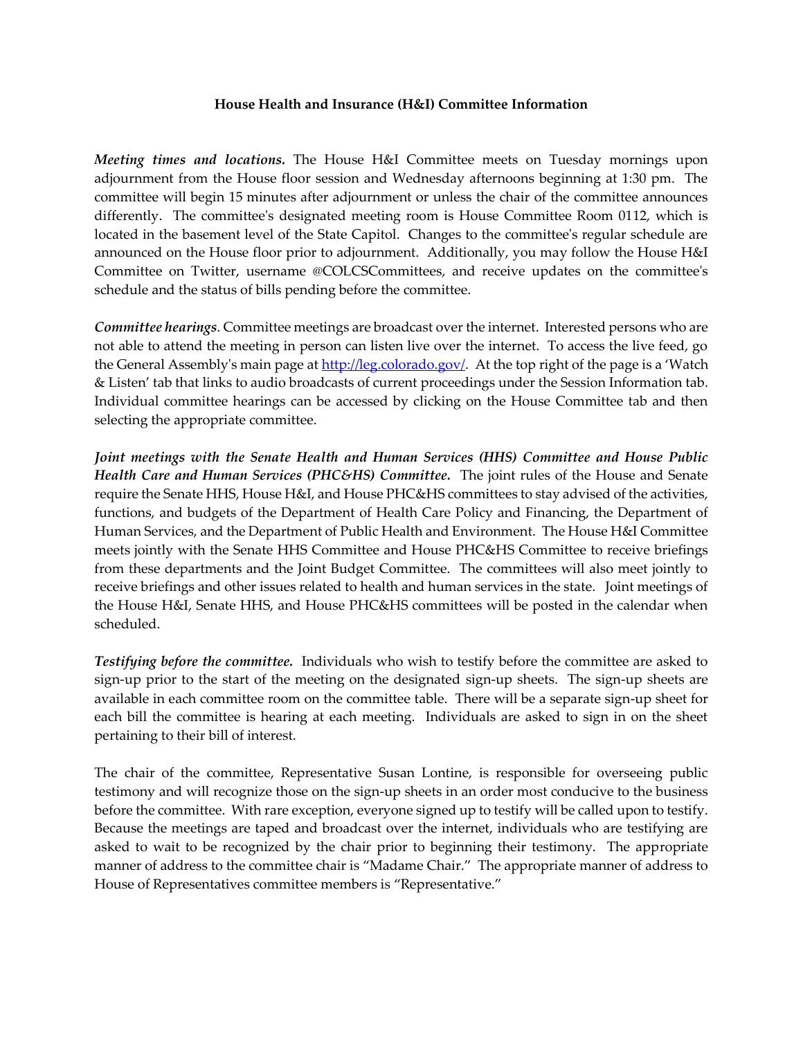**House Health and Insurance (H&I) Committee Information**

***Meeting times and locations.*** The House H&I Committee meets on Tuesday mornings upon adjournment from the House floor session and Wednesday afternoons beginning at 1:30 pm. The committee will begin 15 minutes after adjournment or unless the chair of the committee announces differently. The committee's designated meeting room is House Committee Room 0112, which is located in the basement level of the State Capitol. Changes to the committee's regular schedule are announced on the House floor prior to adjournment. Additionally, you may follow the House H&I Committee on Twitter, username @COLCSCommittees, and receive updates on the committee's schedule and the status of bills pending before the committee.

***Committee hearings***. Committee meetings are broadcast over the internet. Interested persons who are not able to attend the meeting in person can listen live over the internet. To access the live feed, go the General Assembly's main page at [http://leg.colorado.gov/](http://leg.colorado.gov/). At the top right of the page is a 'Watch & Listen' tab that links to audio broadcasts of current proceedings under the Session Information tab. Individual committee hearings can be accessed by clicking on the House Committee tab and then selecting the appropriate committee.

***Joint meetings with the Senate Health and Human Services (HHS) Committee and House Public Health Care and Human Services (PHC&HS) Committee.*** The joint rules of the House and Senate require the Senate HHS, House H&I, and House PHC&HS committees to stay advised of the activities, functions, and budgets of the Department of Health Care Policy and Financing, the Department of Human Services, and the Department of Public Health and Environment. The House H&I Committee meets jointly with the Senate HHS Committee and House PHC&HS Committee to receive briefings from these departments and the Joint Budget Committee. The committees will also meet jointly to receive briefings and other issues related to health and human services in the state. Joint meetings of the House H&I, Senate HHS, and House PHC&HS committees will be posted in the calendar when scheduled.

***Testifying before the committee.*** Individuals who wish to testify before the committee are asked to sign-up prior to the start of the meeting on the designated sign-up sheets. The sign-up sheets are available in each committee room on the committee table. There will be a separate sign-up sheet for each bill the committee is hearing at each meeting. Individuals are asked to sign in on the sheet pertaining to their bill of interest.

The chair of the committee, Representative Susan Lontine, is responsible for overseeing public testimony and will recognize those on the sign-up sheets in an order most conducive to the business before the committee. With rare exception, everyone signed up to testify will be called upon to testify. Because the meetings are taped and broadcast over the internet, individuals who are testifying are asked to wait to be recognized by the chair prior to beginning their testimony. The appropriate manner of address to the committee chair is "Madame Chair." The appropriate manner of address to House of Representatives committee members is "Representative."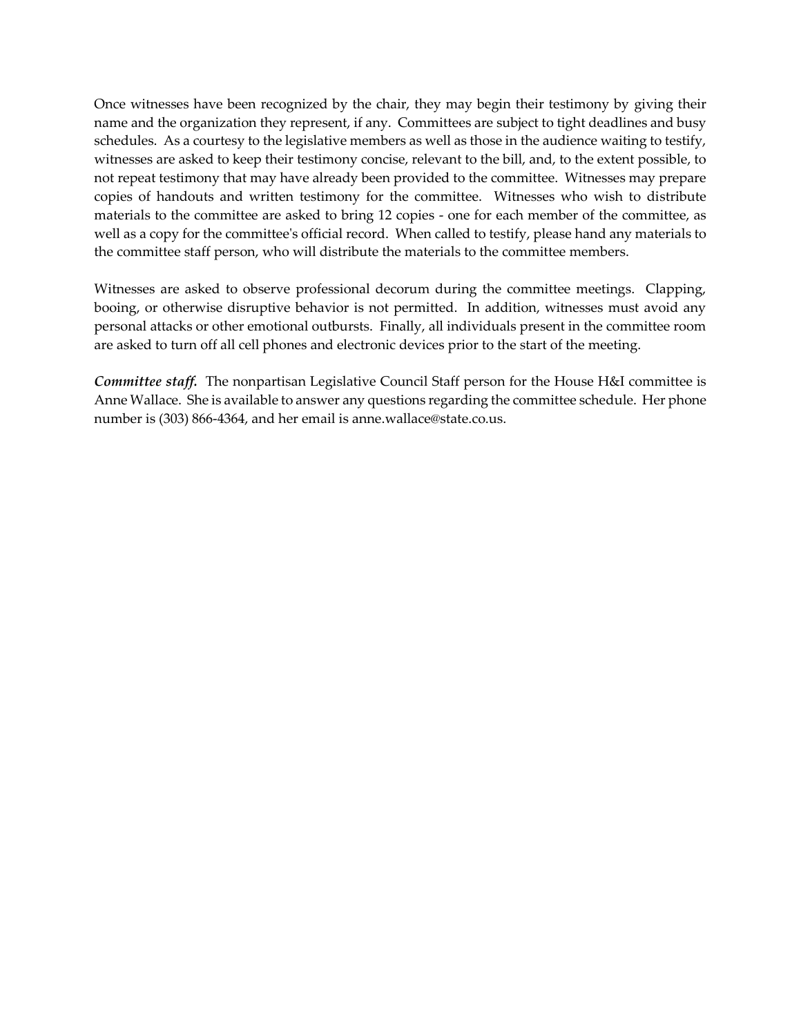Once witnesses have been recognized by the chair, they may begin their testimony by giving their name and the organization they represent, if any. Committees are subject to tight deadlines and busy schedules. As a courtesy to the legislative members as well as those in the audience waiting to testify, witnesses are asked to keep their testimony concise, relevant to the bill, and, to the extent possible, to not repeat testimony that may have already been provided to the committee. Witnesses may prepare copies of handouts and written testimony for the committee. Witnesses who wish to distribute materials to the committee are asked to bring 12 copies - one for each member of the committee, as well as a copy for the committee's official record. When called to testify, please hand any materials to the committee staff person, who will distribute the materials to the committee members.

Witnesses are asked to observe professional decorum during the committee meetings. Clapping, booing, or otherwise disruptive behavior is not permitted. In addition, witnesses must avoid any personal attacks or other emotional outbursts. Finally, all individuals present in the committee room are asked to turn off all cell phones and electronic devices prior to the start of the meeting.

***Committee staff.*** The nonpartisan Legislative Council Staff person for the House H&I committee is Anne Wallace. She is available to answer any questions regarding the committee schedule. Her phone number is (303) 866-4364, and her email is anne.wallace@state.co.us.